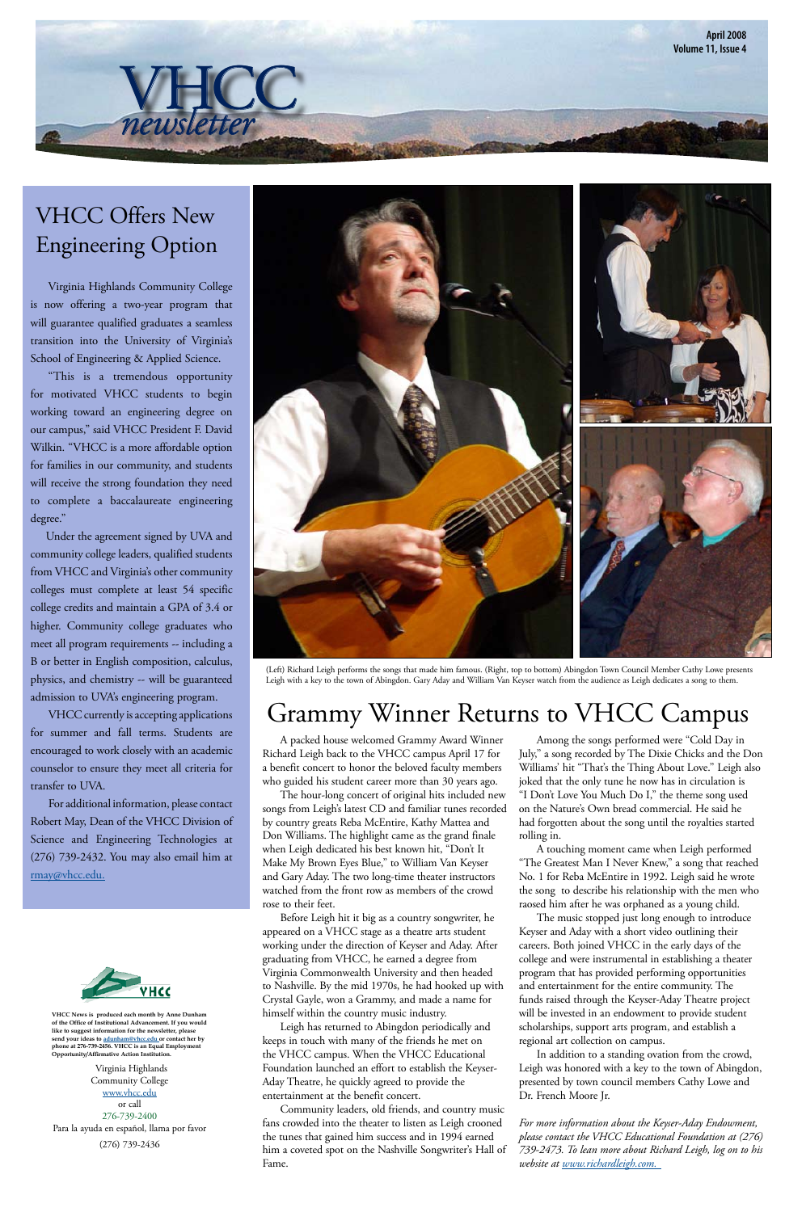# VHCC newsletter

April 2008
Volume 11, Issue 4

## VHCC Offers New Engineering Option

Virginia Highlands Community College is now offering a two-year program that will guarantee qualified graduates a seamless transition into the University of Virginia's School of Engineering & Applied Science.

"This is a tremendous opportunity for motivated VHCC students to begin working toward an engineering degree on our campus," said VHCC President F. David Wilkin. "VHCC is a more affordable option for families in our community, and students will receive the strong foundation they need to complete a baccalaureate engineering degree."

Under the agreement signed by UVA and community college leaders, qualified students from VHCC and Virginia's other community colleges must complete at least 54 specific college credits and maintain a GPA of 3.4 or higher. Community college graduates who meet all program requirements -- including a B or better in English composition, calculus, physics, and chemistry -- will be guaranteed admission to UVA's engineering program.

VHCC currently is accepting applications for summer and fall terms. Students are encouraged to work closely with an academic counselor to ensure they meet all criteria for transfer to UVA.

For additional information, please contact Robert May, Dean of the VHCC Division of Science and Engineering Technologies at (276) 739-2432. You may also email him at rmay@vhcc.edu.

VHCC News is produced each month by Anne Dunham of the Office of Institutional Advancement. If you would like to suggest information for the newsletter, please send your ideas to adunham@vhcc.edu or contact her by phone at 276-739-2456. VHCC is an Equal Employment Opportunity/Affirmative Action Institution.

Virginia Highlands Community College
www.vhcc.edu
or call
276-739-2400
Para la ayuda en español, llama por favor
(276) 739-2436

(Left) Richard Leigh performs the songs that made him famous. (Right, top to bottom) Abingdon Town Council Member Cathy Lowe presents Leigh with a key to the town of Abingdon. Gary Aday and William Van Keyser watch from the audience as Leigh dedicates a song to them.

## Grammy Winner Returns to VHCC Campus

A packed house welcomed Grammy Award Winner Richard Leigh back to the VHCC campus April 17 for a benefit concert to honor the beloved faculty members who guided his student career more than 30 years ago.

The hour-long concert of original hits included new songs from Leigh's latest CD and familiar tunes recorded by country greats Reba McEntire, Kathy Mattea and Don Williams. The highlight came as the grand finale when Leigh dedicated his best known hit, "Don't It Make My Brown Eyes Blue," to William Van Keyser and Gary Aday. The two long-time theater instructors watched from the front row as members of the crowd rose to their feet.

Before Leigh hit it big as a country songwriter, he appeared on a VHCC stage as a theatre arts student working under the direction of Keyser and Aday. After graduating from VHCC, he earned a degree from Virginia Commonwealth University and then headed to Nashville. By the mid 1970s, he had hooked up with Crystal Gayle, won a Grammy, and made a name for himself within the country music industry.

Leigh has returned to Abingdon periodically and keeps in touch with many of the friends he met on the VHCC campus. When the VHCC Educational Foundation launched an effort to establish the Keyser-Aday Theatre, he quickly agreed to provide the entertainment at the benefit concert.

Community leaders, old friends, and country music fans crowded into the theater to listen as Leigh crooned the tunes that gained him success and in 1994 earned him a coveted spot on the Nashville Songwriter's Hall of Fame.

Among the songs performed were "Cold Day in July," a song recorded by The Dixie Chicks and the Don Williams' hit "That's the Thing About Love." Leigh also joked that the only tune he now has in circulation is "I Don't Love You Much Do I," the theme song used on the Nature's Own bread commercial. He said he had forgotten about the song until the royalties started rolling in.

A touching moment came when Leigh performed "The Greatest Man I Never Knew," a song that reached No. 1 for Reba McEntire in 1992. Leigh said he wrote the song to describe his relationship with the men who raosed him after he was orphaned as a young child.

The music stopped just long enough to introduce Keyser and Aday with a short video outlining their careers. Both joined VHCC in the early days of the college and were instrumental in establishing a theater program that has provided performing opportunities and entertainment for the entire community. The funds raised through the Keyser-Aday Theatre project will be invested in an endowment to provide student scholarships, support arts program, and establish a regional art collection on campus.

In addition to a standing ovation from the crowd, Leigh was honored with a key to the town of Abingdon, presented by town council members Cathy Lowe and Dr. French Moore Jr.

*For more information about the Keyser-Aday Endowment, please contact the VHCC Educational Foundation at (276) 739-2473. To lean more about Richard Leigh, log on to his website at www.richardleigh.com.*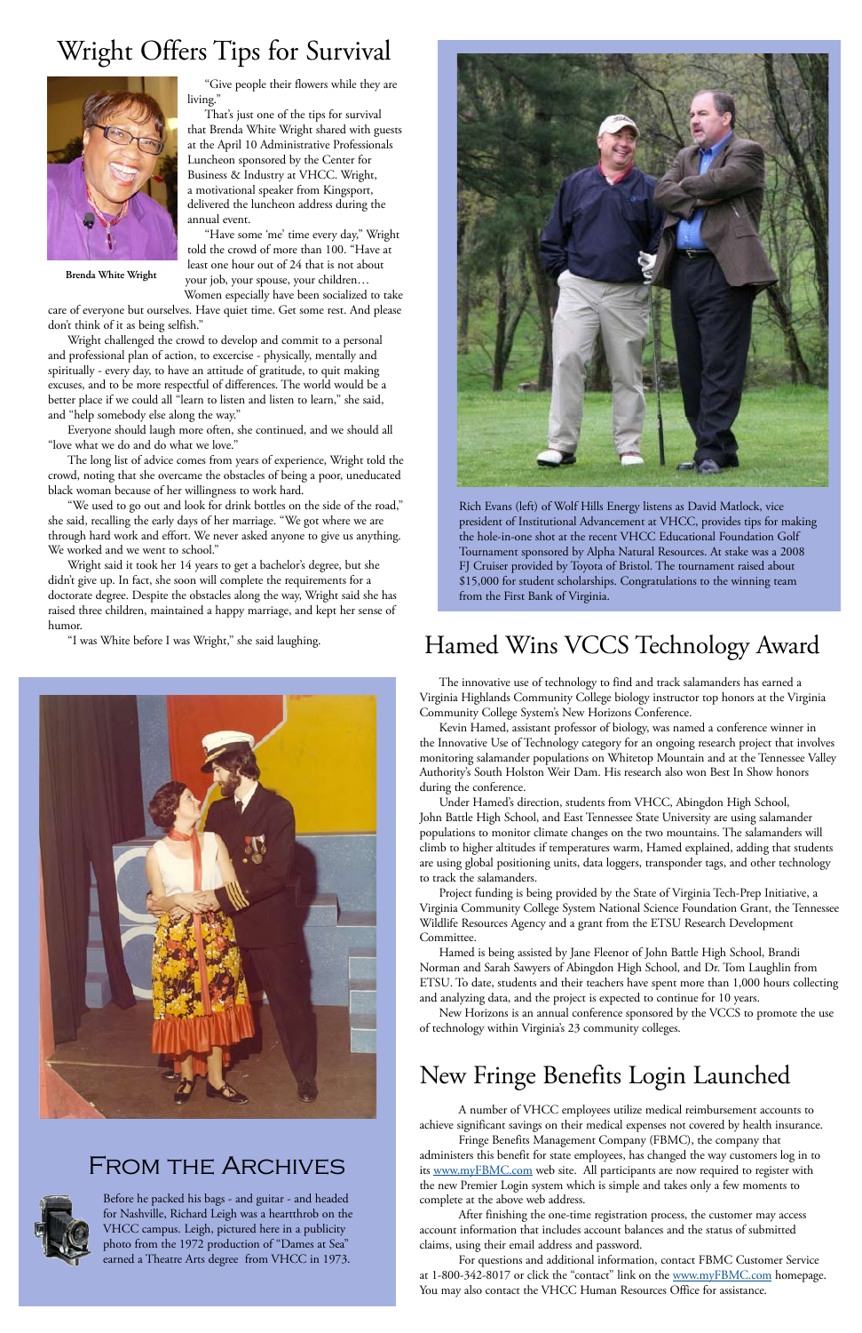# Wright Offers Tips for Survival

Brenda White Wright

"Give people their flowers while they are living."

That's just one of the tips for survival that Brenda White Wright shared with guests at the April 10 Administrative Professionals Luncheon sponsored by the Center for Business & Industry at VHCC. Wright, a motivational speaker from Kingsport, delivered the luncheon address during the annual event.

"Have some 'me' time every day," Wright told the crowd of more than 100. "Have at least one hour out of 24 that is not about your job, your spouse, your children… Women especially have been socialized to take care of everyone but ourselves. Have quiet time. Get some rest. And please don't think of it as being selfish."

Wright challenged the crowd to develop and commit to a personal and professional plan of action, to excercise - physically, mentally and spiritually - every day, to have an attitude of gratitude, to quit making excuses, and to be more respectful of differences. The world would be a better place if we could all "learn to listen and listen to learn," she said, and "help somebody else along the way."

Everyone should laugh more often, she continued, and we should all "love what we do and do what we love."

The long list of advice comes from years of experience, Wright told the crowd, noting that she overcame the obstacles of being a poor, uneducated black woman because of her willingness to work hard.

"We used to go out and look for drink bottles on the side of the road," she said, recalling the early days of her marriage. "We got where we are through hard work and effort. We never asked anyone to give us anything. We worked and we went to school."

Wright said it took her 14 years to get a bachelor's degree, but she didn't give up. In fact, she soon will complete the requirements for a doctorate degree. Despite the obstacles along the way, Wright said she has raised three children, maintained a happy marriage, and kept her sense of humor.

"I was White before I was Wright," she said laughing.

Rich Evans (left) of Wolf Hills Energy listens as David Matlock, vice president of Institutional Advancement at VHCC, provides tips for making the hole-in-one shot at the recent VHCC Educational Foundation Golf Tournament sponsored by Alpha Natural Resources. At stake was a 2008 FJ Cruiser provided by Toyota of Bristol. The tournament raised about $15,000 for student scholarships. Congratulations to the winning team from the First Bank of Virginia.

# From the Archives

Before he packed his bags - and guitar - and headed for Nashville, Richard Leigh was a heartthrob on the VHCC campus. Leigh, pictured here in a publicity photo from the 1972 production of "Dames at Sea" earned a Theatre Arts degree from VHCC in 1973.

# Hamed Wins VCCS Technology Award

The innovative use of technology to find and track salamanders has earned a Virginia Highlands Community College biology instructor top honors at the Virginia Community College System's New Horizons Conference.

Kevin Hamed, assistant professor of biology, was named a conference winner in the Innovative Use of Technology category for an ongoing research project that involves monitoring salamander populations on Whitetop Mountain and at the Tennessee Valley Authority's South Holston Weir Dam. His research also won Best In Show honors during the conference.

Under Hamed's direction, students from VHCC, Abingdon High School, John Battle High School, and East Tennessee State University are using salamander populations to monitor climate changes on the two mountains. The salamanders will climb to higher altitudes if temperatures warm, Hamed explained, adding that students are using global positioning units, data loggers, transponder tags, and other technology to track the salamanders.

Project funding is being provided by the State of Virginia Tech-Prep Initiative, a Virginia Community College System National Science Foundation Grant, the Tennessee Wildlife Resources Agency and a grant from the ETSU Research Development Committee.

Hamed is being assisted by Jane Fleenor of John Battle High School, Brandi Norman and Sarah Sawyers of Abingdon High School, and Dr. Tom Laughlin from ETSU. To date, students and their teachers have spent more than 1,000 hours collecting and analyzing data, and the project is expected to continue for 10 years.

New Horizons is an annual conference sponsored by the VCCS to promote the use of technology within Virginia's 23 community colleges.

# New Fringe Benefits Login Launched

A number of VHCC employees utilize medical reimbursement accounts to achieve significant savings on their medical expenses not covered by health insurance.

Fringe Benefits Management Company (FBMC), the company that administers this benefit for state employees, has changed the way customers log in to its www.myFBMC.com web site. All participants are now required to register with the new Premier Login system which is simple and takes only a few moments to complete at the above web address.

After finishing the one-time registration process, the customer may access account information that includes account balances and the status of submitted claims, using their email address and password.

For questions and additional information, contact FBMC Customer Service at 1-800-342-8017 or click the "contact" link on the www.myFBMC.com homepage. You may also contact the VHCC Human Resources Office for assistance.